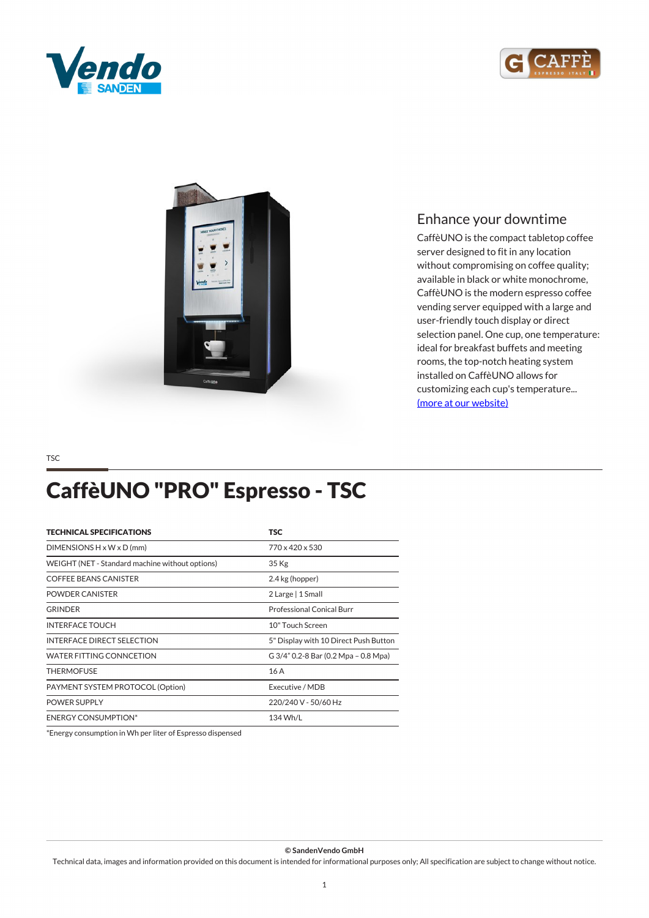## Enhance your downtime

CaffèUNO is the compact tabletop coffee server designed to fit in any location without compromising on coffee quality; available in black or white monochrome, CaffèUNO is the modern espresso coffee vending server equipped with a large and user-friendly touch display or direct selection panel. One cup, one temperature: ideal for breakfast buffets and meeting rooms, the top-notch heating system installed on CaffèUNO allows for customizing each cup's temperature... [(more at our website)]

TSC

# CaffèUNO "PRO" Espresso - TSC

| TECHNICAL SPECIFICATIONS | TSC |
|---|---|
| DIMENSIONS H x W x D (mm) | 770 x 420 x 530 |
| WEIGHT (NET - Standard machine without options) | 35 Kg |
| COFFEE BEANS CANISTER | 2.4 kg (hopper) |
| POWDER CANISTER | 2 Large \| 1 Small |
| GRINDER | Professional Conical Burr |
| INTERFACE TOUCH | 10" Touch Screen |
| INTERFACE DIRECT SELECTION | 5" Display with 10 Direct Push Button |
| WATER FITTING CONNCETION | G 3/4" 0.2-8 Bar (0.2 Mpa – 0.8 Mpa) |
| THERMOFUSE | 16 A |
| PAYMENT SYSTEM PROTOCOL (Option) | Executive / MDB |
| POWER SUPPLY | 220/240 V - 50/60 Hz |
| ENERGY CONSUMPTION* | 134 Wh/L |

*Energy consumption in Wh per liter of Espresso dispensed

**© SandenVendo GmbH**

Technical data, images and information provided on this document is intended for informational purposes only; All specification are subject to change without notice.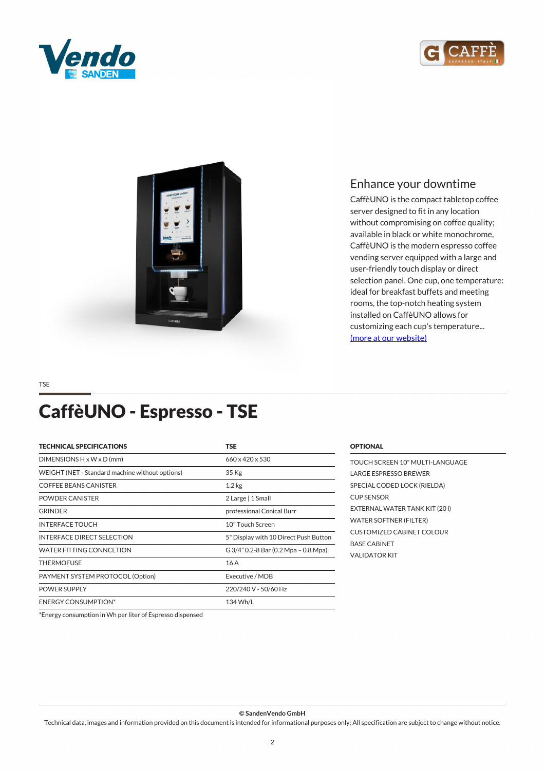## Enhance your downtime

CaffèUNO is the compact tabletop coffee server designed to fit in any location without compromising on coffee quality; available in black or white monochrome, CaffèUNO is the modern espresso coffee vending server equipped with a large and user-friendly touch display or direct selection panel. One cup, one temperature: ideal for breakfast buffets and meeting rooms, the top-notch heating system installed on CaffèUNO allows for customizing each cup's temperature... (more at our website)

TSE

# CaffèUNO - Espresso - TSE

| TECHNICAL SPECIFICATIONS | TSE |
|---|---|
| DIMENSIONS H x W x D (mm) | 660 x 420 x 530 |
| WEIGHT (NET - Standard machine without options) | 35 Kg |
| COFFEE BEANS CANISTER | 1.2 kg |
| POWDER CANISTER | 2 Large \| 1 Small |
| GRINDER | professional Conical Burr |
| INTERFACE TOUCH | 10" Touch Screen |
| INTERFACE DIRECT SELECTION | 5" Display with 10 Direct Push Button |
| WATER FITTING CONNCETION | G 3/4" 0.2-8 Bar (0.2 Mpa – 0.8 Mpa) |
| THERMOFUSE | 16 A |
| PAYMENT SYSTEM PROTOCOL (Option) | Executive / MDB |
| POWER SUPPLY | 220/240 V - 50/60 Hz |
| ENERGY CONSUMPTION* | 134 Wh/L |

*Energy consumption in Wh per liter of Espresso dispensed

**OPTIONAL**

- TOUCH SCREEN 10" MULTI-LANGUAGE
- LARGE ESPRESSO BREWER
- SPECIAL CODED LOCK (RIELDA)
- CUP SENSOR
- EXTERNAL WATER TANK KIT (20 l)
- WATER SOFTNER (FILTER)
- CUSTOMIZED CABINET COLOUR
- BASE CABINET
- VALIDATOR KIT

© SandenVendo GmbH

Technical data, images and information provided on this document is intended for informational purposes only; All specification are subject to change without notice.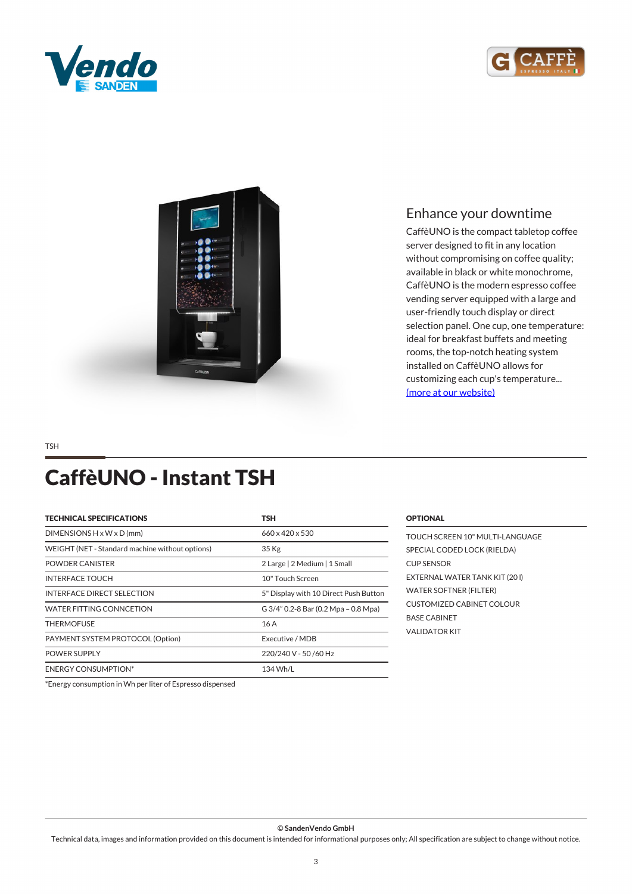## Enhance your downtime

CaffèUNO is the compact tabletop coffee server designed to fit in any location without compromising on coffee quality; available in black or white monochrome, CaffèUNO is the modern espresso coffee vending server equipped with a large and user-friendly touch display or direct selection panel. One cup, one temperature: ideal for breakfast buffets and meeting rooms, the top-notch heating system installed on CaffèUNO allows for customizing each cup's temperature... (more at our website)

TSH

# CaffèUNO - Instant TSH

| TECHNICAL SPECIFICATIONS | TSH |
|---|---|
| DIMENSIONS H x W x D (mm) | 660 x 420 x 530 |
| WEIGHT (NET - Standard machine without options) | 35 Kg |
| POWDER CANISTER | 2 Large \| 2 Medium \| 1 Small |
| INTERFACE TOUCH | 10" Touch Screen |
| INTERFACE DIRECT SELECTION | 5" Display with 10 Direct Push Button |
| WATER FITTING CONNCETION | G 3/4" 0.2-8 Bar (0.2 Mpa – 0.8 Mpa) |
| THERMOFUSE | 16 A |
| PAYMENT SYSTEM PROTOCOL (Option) | Executive / MDB |
| POWER SUPPLY | 220/240 V - 50 /60 Hz |
| ENERGY CONSUMPTION* | 134 Wh/L |

*Energy consumption in Wh per liter of Espresso dispensed

**OPTIONAL**

- TOUCH SCREEN 10" MULTI-LANGUAGE
- SPECIAL CODED LOCK (RIELDA)
- CUP SENSOR
- EXTERNAL WATER TANK KIT (20 l)
- WATER SOFTNER (FILTER)
- CUSTOMIZED CABINET COLOUR
- BASE CABINET
- VALIDATOR KIT

**© SandenVendo GmbH**

Technical data, images and information provided on this document is intended for informational purposes only; All specification are subject to change without notice.